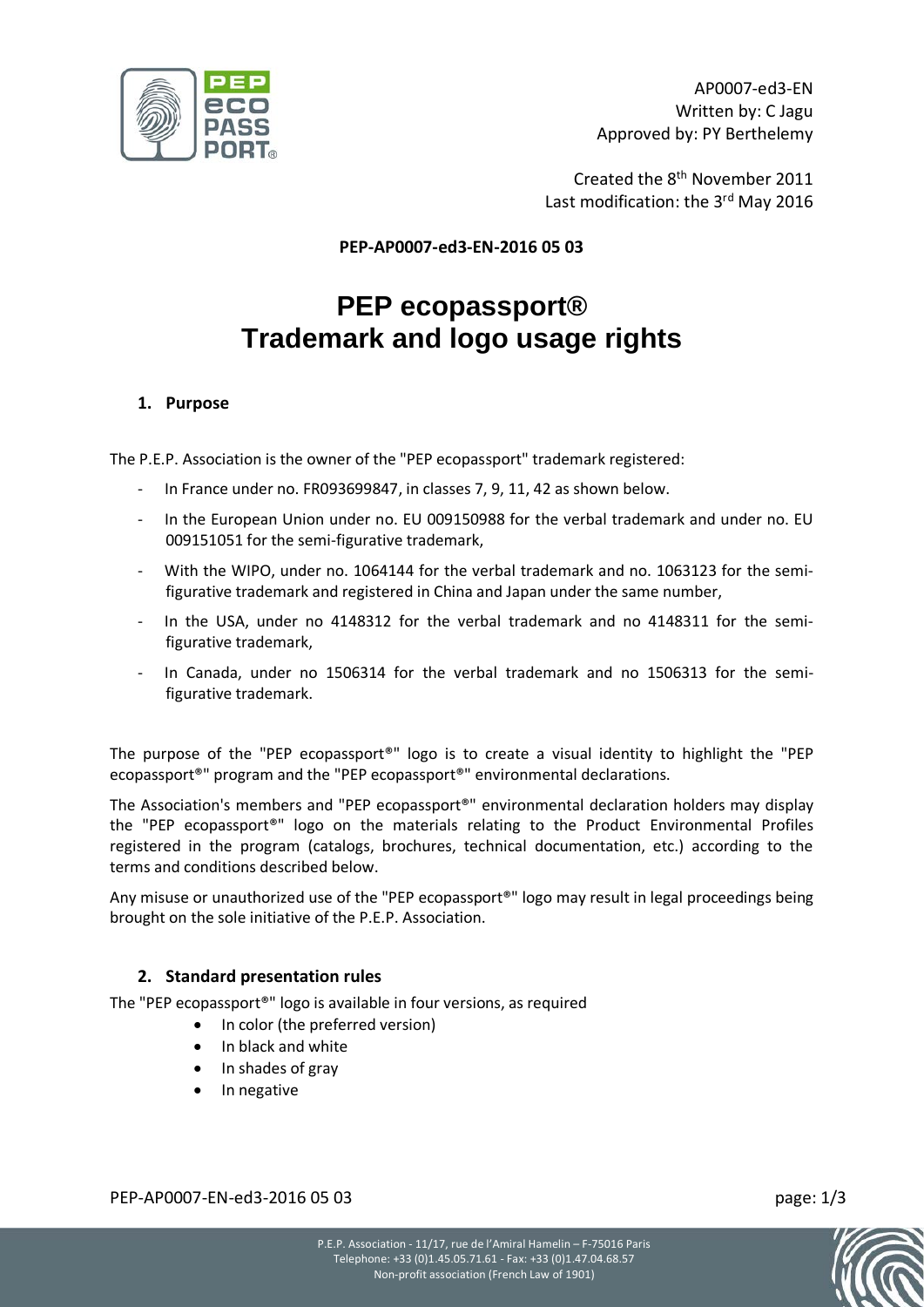AP0007-ed3-EN
Written by: C Jagu
Approved by: PY Berthelemy

Created the 8th November 2011
Last modification: the 3rd May 2016

**PEP-AP0007-ed3-EN-2016 05 03**

# PEP ecopassport®
# Trademark and logo usage rights

## 1. Purpose

The P.E.P. Association is the owner of the "PEP ecopassport" trademark registered:

- In France under no. FR093699847, in classes 7, 9, 11, 42 as shown below.
- In the European Union under no. EU 009150988 for the verbal trademark and under no. EU 009151051 for the semi-figurative trademark,
- With the WIPO, under no. 1064144 for the verbal trademark and no. 1063123 for the semi-figurative trademark and registered in China and Japan under the same number,
- In the USA, under no 4148312 for the verbal trademark and no 4148311 for the semi-figurative trademark,
- In Canada, under no 1506314 for the verbal trademark and no 1506313 for the semi-figurative trademark.

The purpose of the "PEP ecopassport®" logo is to create a visual identity to highlight the "PEP ecopassport®" program and the "PEP ecopassport®" environmental declarations.

The Association's members and "PEP ecopassport®" environmental declaration holders may display the "PEP ecopassport®" logo on the materials relating to the Product Environmental Profiles registered in the program (catalogs, brochures, technical documentation, etc.) according to the terms and conditions described below.

Any misuse or unauthorized use of the "PEP ecopassport®" logo may result in legal proceedings being brought on the sole initiative of the P.E.P. Association.

## 2. Standard presentation rules

The "PEP ecopassport®" logo is available in four versions, as required

- In color (the preferred version)
- In black and white
- In shades of gray
- In negative

P.E.P. Association - 11/17, rue de l'Amiral Hamelin – F-75016 Paris
Telephone: +33 (0)1.45.05.71.61 - Fax: +33 (0)1.47.04.68.57
Non-profit association (French Law of 1901)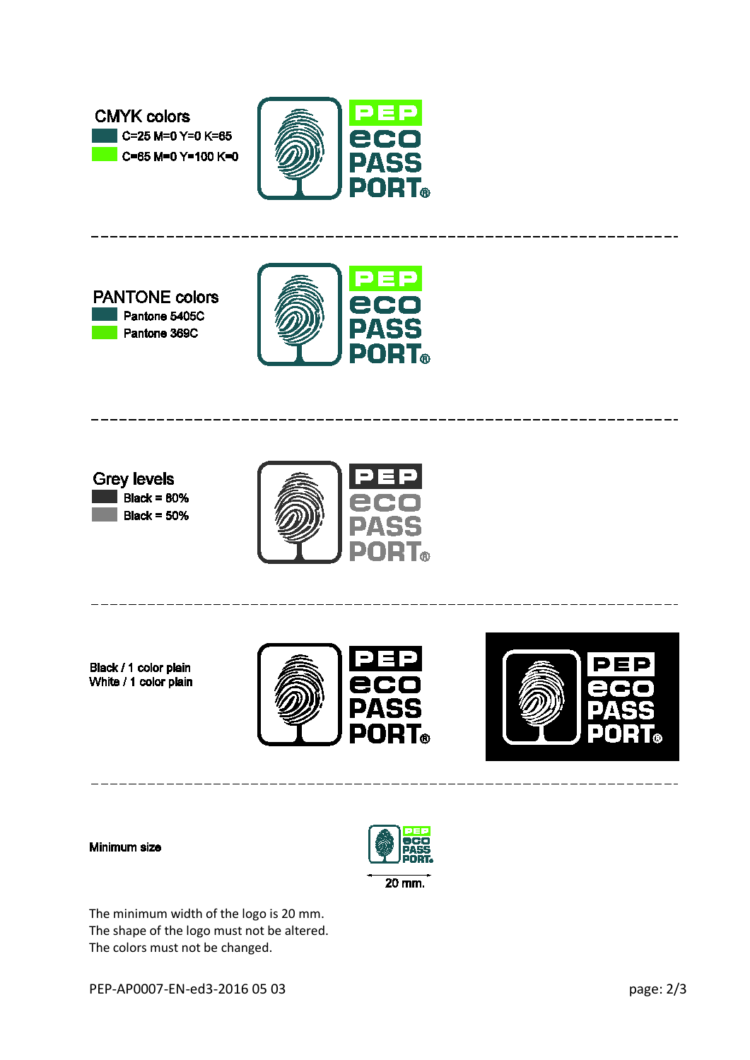## CMYK colors

- C=25 M=0 Y=0 K=65
- C=65 M=0 Y=100 K=0

---

## PANTONE colors

- Pantone 5405C
- Pantone 369C

---

## Grey levels

- Black = 80%
- Black = 50%

---

Black / 1 color plain
White / 1 color plain

---

Minimum size

20 mm.

The minimum width of the logo is 20 mm.
The shape of the logo must not be altered.
The colors must not be changed.

PEP-AP0007-EN-ed3-2016 05 03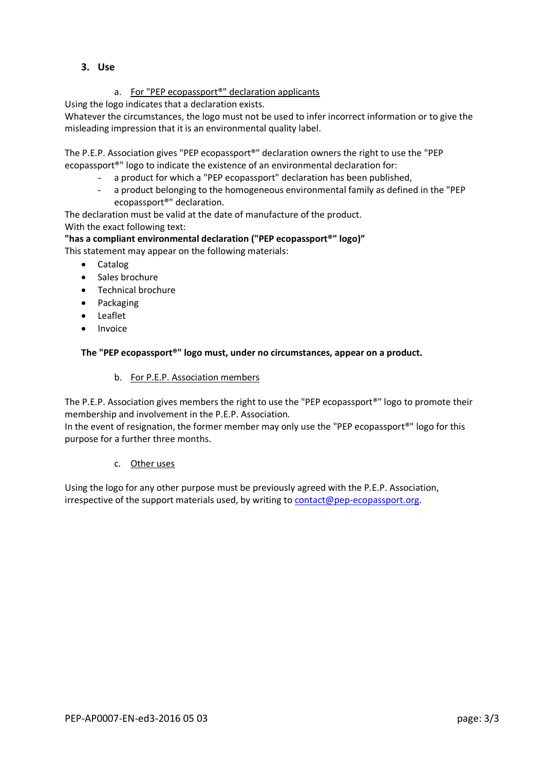## 3. Use

### a. For "PEP ecopassport®" declaration applicants

Using the logo indicates that a declaration exists.
Whatever the circumstances, the logo must not be used to infer incorrect information or to give the misleading impression that it is an environmental quality label.

The P.E.P. Association gives "PEP ecopassport®" declaration owners the right to use the "PEP ecopassport®" logo to indicate the existence of an environmental declaration for:

- a product for which a "PEP ecopassport" declaration has been published,
- a product belonging to the homogeneous environmental family as defined in the "PEP ecopassport®" declaration.

The declaration must be valid at the date of manufacture of the product.
With the exact following text:
**"has a compliant environmental declaration ("PEP ecopassport®" logo)"**
This statement may appear on the following materials:

- Catalog
- Sales brochure
- Technical brochure
- Packaging
- Leaflet
- Invoice

**The "PEP ecopassport®" logo must, under no circumstances, appear on a product.**

### b. For P.E.P. Association members

The P.E.P. Association gives members the right to use the "PEP ecopassport®" logo to promote their membership and involvement in the P.E.P. Association.
In the event of resignation, the former member may only use the "PEP ecopassport®" logo for this purpose for a further three months.

### c. Other uses

Using the logo for any other purpose must be previously agreed with the P.E.P. Association, irrespective of the support materials used, by writing to contact@pep-ecopassport.org.